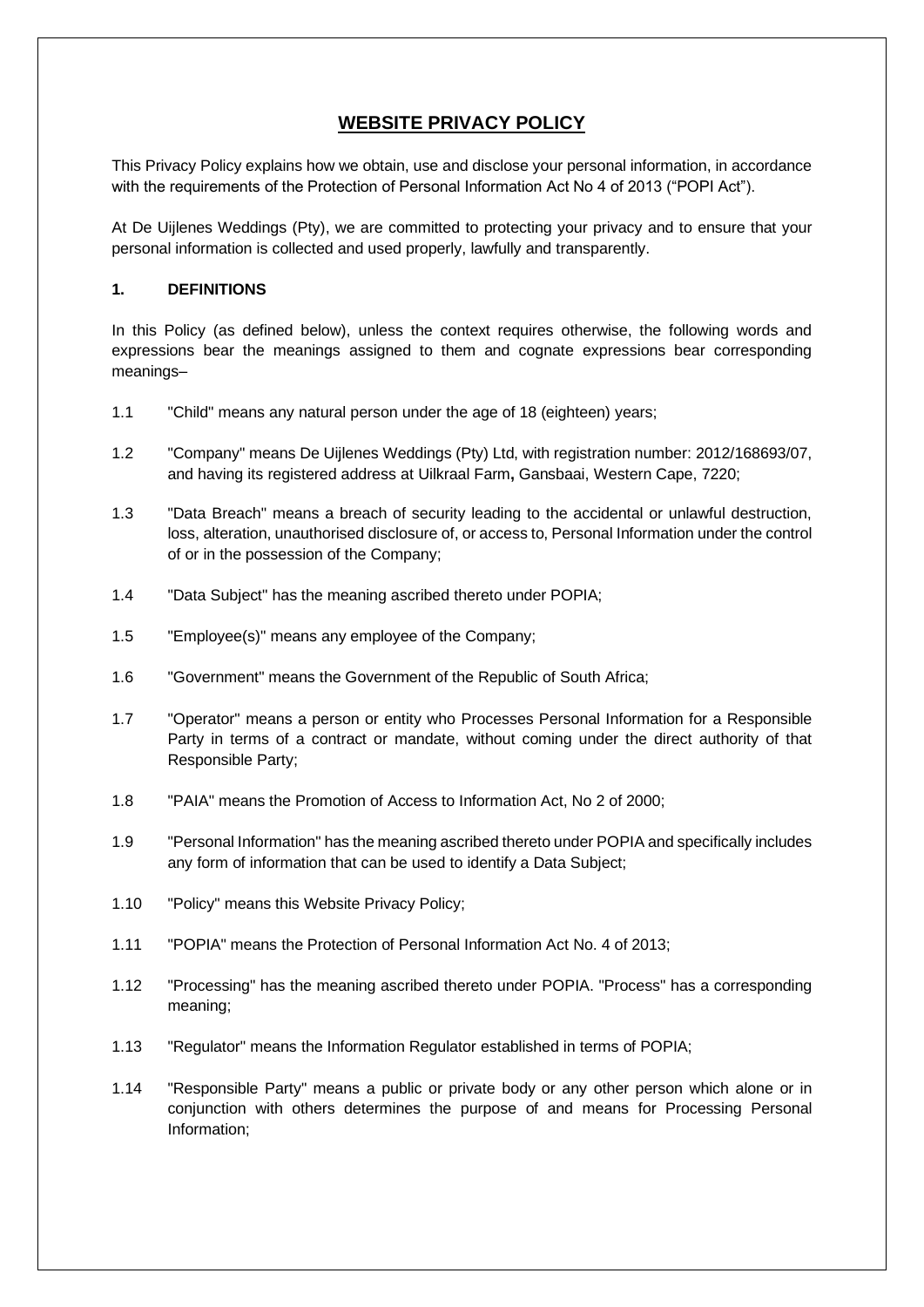# WEBSITE PRIVACY POLICY

This Privacy Policy explains how we obtain, use and disclose your personal information, in accordance with the requirements of the Protection of Personal Information Act No 4 of 2013 ("POPI Act").

At De Uijlenes Weddings (Pty), we are committed to protecting your privacy and to ensure that your personal information is collected and used properly, lawfully and transparently.

## 1. DEFINITIONS

In this Policy (as defined below), unless the context requires otherwise, the following words and expressions bear the meanings assigned to them and cognate expressions bear corresponding meanings–

1.1 "Child" means any natural person under the age of 18 (eighteen) years;

1.2 "Company" means De Uijlenes Weddings (Pty) Ltd, with registration number: 2012/168693/07, and having its registered address at Uilkraal Farm**,** Gansbaai, Western Cape, 7220;

1.3 "Data Breach" means a breach of security leading to the accidental or unlawful destruction, loss, alteration, unauthorised disclosure of, or access to, Personal Information under the control of or in the possession of the Company;

1.4 "Data Subject" has the meaning ascribed thereto under POPIA;

1.5 "Employee(s)" means any employee of the Company;

1.6 "Government" means the Government of the Republic of South Africa;

1.7 "Operator" means a person or entity who Processes Personal Information for a Responsible Party in terms of a contract or mandate, without coming under the direct authority of that Responsible Party;

1.8 "PAIA" means the Promotion of Access to Information Act, No 2 of 2000;

1.9 "Personal Information" has the meaning ascribed thereto under POPIA and specifically includes any form of information that can be used to identify a Data Subject;

1.10 "Policy" means this Website Privacy Policy;

1.11 "POPIA" means the Protection of Personal Information Act No. 4 of 2013;

1.12 "Processing" has the meaning ascribed thereto under POPIA. "Process" has a corresponding meaning;

1.13 "Regulator" means the Information Regulator established in terms of POPIA;

1.14 "Responsible Party" means a public or private body or any other person which alone or in conjunction with others determines the purpose of and means for Processing Personal Information;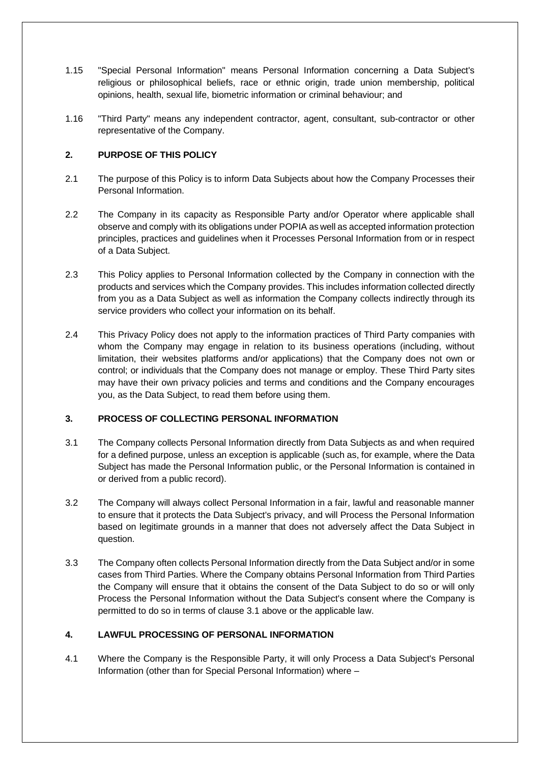1.15 "Special Personal Information" means Personal Information concerning a Data Subject's religious or philosophical beliefs, race or ethnic origin, trade union membership, political opinions, health, sexual life, biometric information or criminal behaviour; and

1.16 "Third Party" means any independent contractor, agent, consultant, sub-contractor or other representative of the Company.

## 2. PURPOSE OF THIS POLICY

2.1 The purpose of this Policy is to inform Data Subjects about how the Company Processes their Personal Information.

2.2 The Company in its capacity as Responsible Party and/or Operator where applicable shall observe and comply with its obligations under POPIA as well as accepted information protection principles, practices and guidelines when it Processes Personal Information from or in respect of a Data Subject.

2.3 This Policy applies to Personal Information collected by the Company in connection with the products and services which the Company provides. This includes information collected directly from you as a Data Subject as well as information the Company collects indirectly through its service providers who collect your information on its behalf.

2.4 This Privacy Policy does not apply to the information practices of Third Party companies with whom the Company may engage in relation to its business operations (including, without limitation, their websites platforms and/or applications) that the Company does not own or control; or individuals that the Company does not manage or employ. These Third Party sites may have their own privacy policies and terms and conditions and the Company encourages you, as the Data Subject, to read them before using them.

## 3. PROCESS OF COLLECTING PERSONAL INFORMATION

3.1 The Company collects Personal Information directly from Data Subjects as and when required for a defined purpose, unless an exception is applicable (such as, for example, where the Data Subject has made the Personal Information public, or the Personal Information is contained in or derived from a public record).

3.2 The Company will always collect Personal Information in a fair, lawful and reasonable manner to ensure that it protects the Data Subject's privacy, and will Process the Personal Information based on legitimate grounds in a manner that does not adversely affect the Data Subject in question.

3.3 The Company often collects Personal Information directly from the Data Subject and/or in some cases from Third Parties. Where the Company obtains Personal Information from Third Parties the Company will ensure that it obtains the consent of the Data Subject to do so or will only Process the Personal Information without the Data Subject's consent where the Company is permitted to do so in terms of clause 3.1 above or the applicable law.

## 4. LAWFUL PROCESSING OF PERSONAL INFORMATION

4.1 Where the Company is the Responsible Party, it will only Process a Data Subject's Personal Information (other than for Special Personal Information) where –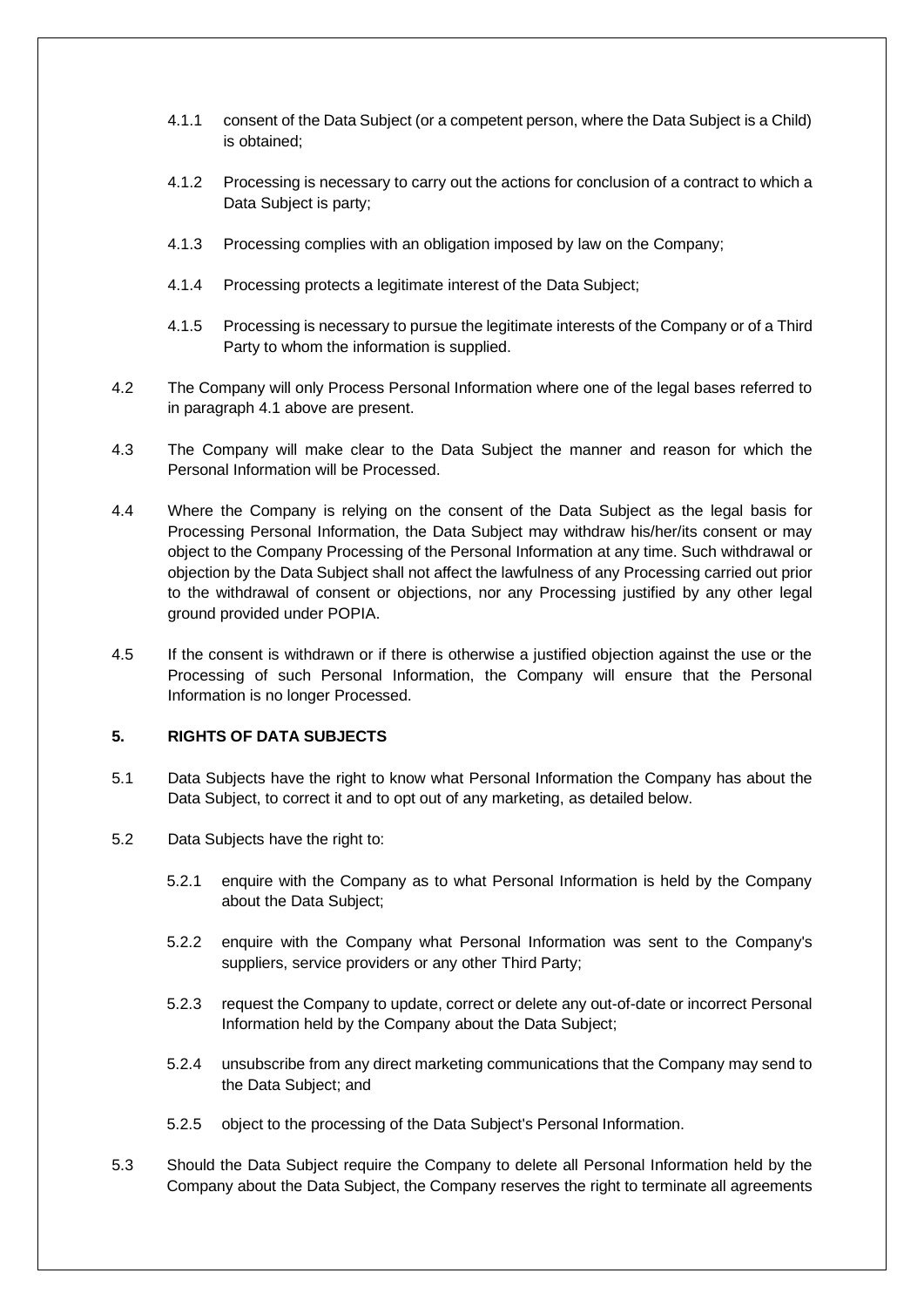4.1.1 consent of the Data Subject (or a competent person, where the Data Subject is a Child) is obtained;

4.1.2 Processing is necessary to carry out the actions for conclusion of a contract to which a Data Subject is party;

4.1.3 Processing complies with an obligation imposed by law on the Company;

4.1.4 Processing protects a legitimate interest of the Data Subject;

4.1.5 Processing is necessary to pursue the legitimate interests of the Company or of a Third Party to whom the information is supplied.

4.2 The Company will only Process Personal Information where one of the legal bases referred to in paragraph 4.1 above are present.

4.3 The Company will make clear to the Data Subject the manner and reason for which the Personal Information will be Processed.

4.4 Where the Company is relying on the consent of the Data Subject as the legal basis for Processing Personal Information, the Data Subject may withdraw his/her/its consent or may object to the Company Processing of the Personal Information at any time. Such withdrawal or objection by the Data Subject shall not affect the lawfulness of any Processing carried out prior to the withdrawal of consent or objections, nor any Processing justified by any other legal ground provided under POPIA.

4.5 If the consent is withdrawn or if there is otherwise a justified objection against the use or the Processing of such Personal Information, the Company will ensure that the Personal Information is no longer Processed.

**5. RIGHTS OF DATA SUBJECTS**

5.1 Data Subjects have the right to know what Personal Information the Company has about the Data Subject, to correct it and to opt out of any marketing, as detailed below.

5.2 Data Subjects have the right to:

5.2.1 enquire with the Company as to what Personal Information is held by the Company about the Data Subject;

5.2.2 enquire with the Company what Personal Information was sent to the Company's suppliers, service providers or any other Third Party;

5.2.3 request the Company to update, correct or delete any out-of-date or incorrect Personal Information held by the Company about the Data Subject;

5.2.4 unsubscribe from any direct marketing communications that the Company may send to the Data Subject; and

5.2.5 object to the processing of the Data Subject's Personal Information.

5.3 Should the Data Subject require the Company to delete all Personal Information held by the Company about the Data Subject, the Company reserves the right to terminate all agreements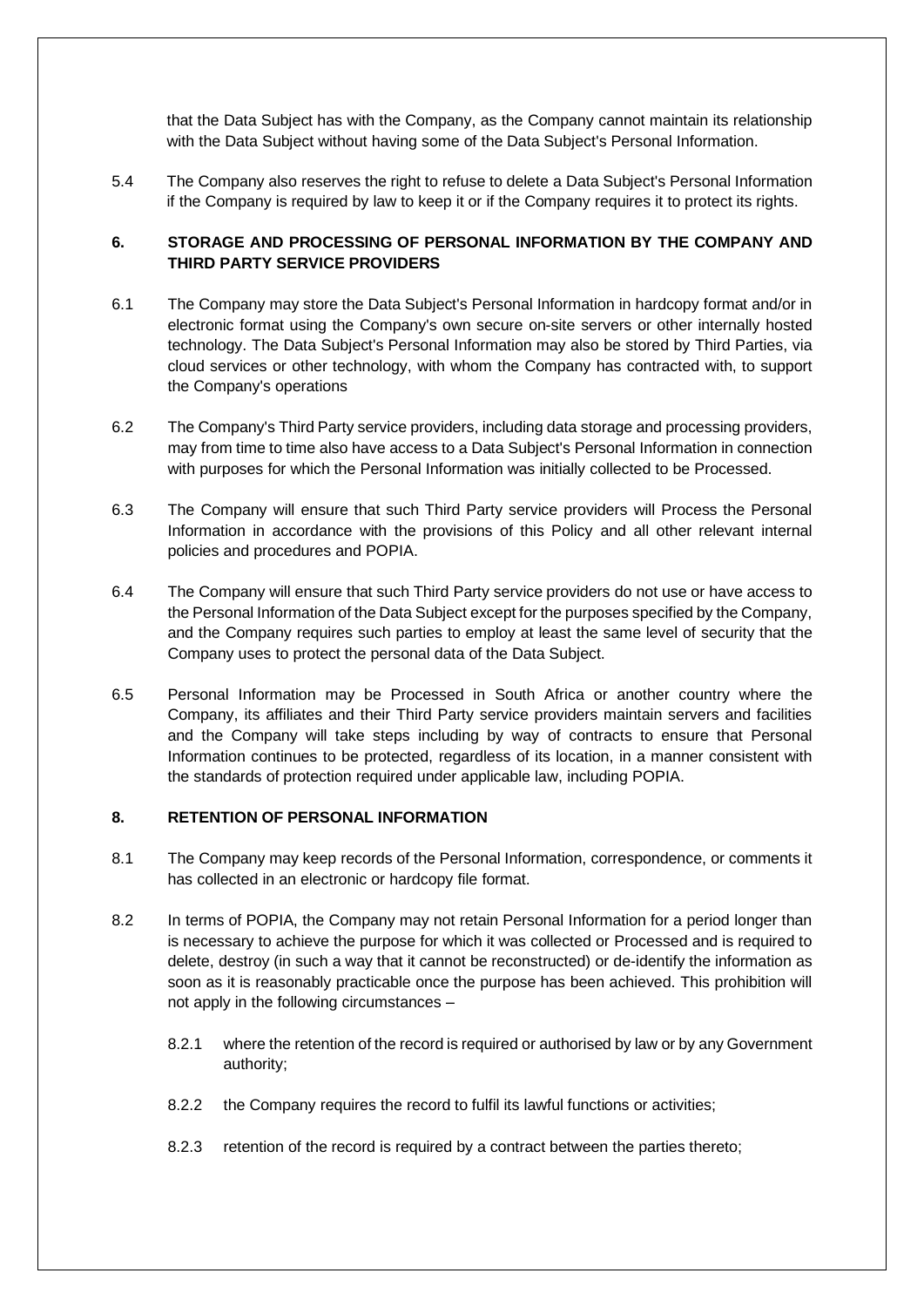that the Data Subject has with the Company, as the Company cannot maintain its relationship with the Data Subject without having some of the Data Subject's Personal Information.

5.4 The Company also reserves the right to refuse to delete a Data Subject's Personal Information if the Company is required by law to keep it or if the Company requires it to protect its rights.

## 6. STORAGE AND PROCESSING OF PERSONAL INFORMATION BY THE COMPANY AND THIRD PARTY SERVICE PROVIDERS

6.1 The Company may store the Data Subject's Personal Information in hardcopy format and/or in electronic format using the Company's own secure on-site servers or other internally hosted technology. The Data Subject's Personal Information may also be stored by Third Parties, via cloud services or other technology, with whom the Company has contracted with, to support the Company's operations

6.2 The Company's Third Party service providers, including data storage and processing providers, may from time to time also have access to a Data Subject's Personal Information in connection with purposes for which the Personal Information was initially collected to be Processed.

6.3 The Company will ensure that such Third Party service providers will Process the Personal Information in accordance with the provisions of this Policy and all other relevant internal policies and procedures and POPIA.

6.4 The Company will ensure that such Third Party service providers do not use or have access to the Personal Information of the Data Subject except for the purposes specified by the Company, and the Company requires such parties to employ at least the same level of security that the Company uses to protect the personal data of the Data Subject.

6.5 Personal Information may be Processed in South Africa or another country where the Company, its affiliates and their Third Party service providers maintain servers and facilities and the Company will take steps including by way of contracts to ensure that Personal Information continues to be protected, regardless of its location, in a manner consistent with the standards of protection required under applicable law, including POPIA.

## 8. RETENTION OF PERSONAL INFORMATION

8.1 The Company may keep records of the Personal Information, correspondence, or comments it has collected in an electronic or hardcopy file format.

8.2 In terms of POPIA, the Company may not retain Personal Information for a period longer than is necessary to achieve the purpose for which it was collected or Processed and is required to delete, destroy (in such a way that it cannot be reconstructed) or de-identify the information as soon as it is reasonably practicable once the purpose has been achieved. This prohibition will not apply in the following circumstances –

8.2.1 where the retention of the record is required or authorised by law or by any Government authority;

8.2.2 the Company requires the record to fulfil its lawful functions or activities;

8.2.3 retention of the record is required by a contract between the parties thereto;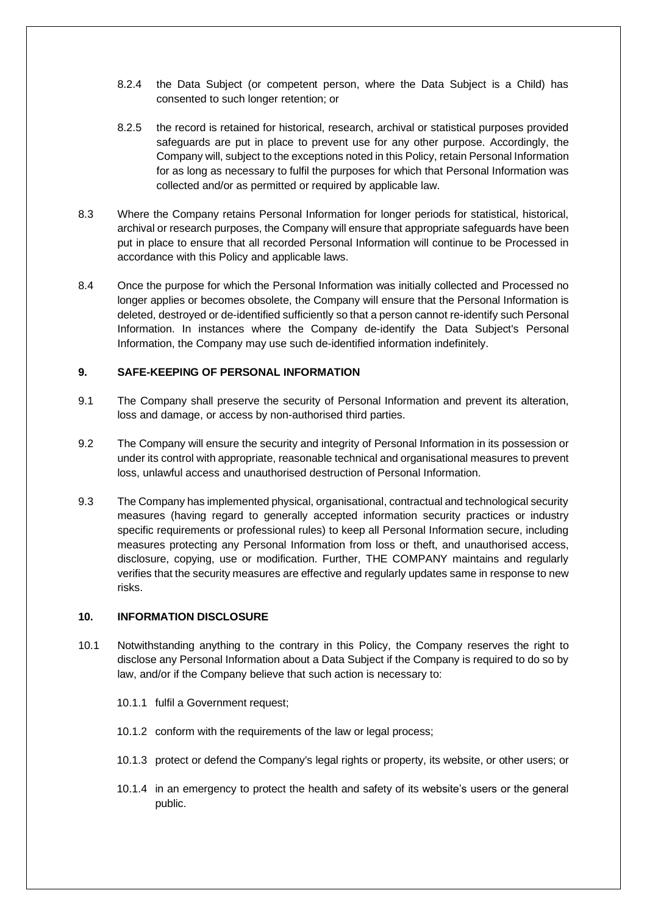8.2.4 the Data Subject (or competent person, where the Data Subject is a Child) has consented to such longer retention; or

8.2.5 the record is retained for historical, research, archival or statistical purposes provided safeguards are put in place to prevent use for any other purpose. Accordingly, the Company will, subject to the exceptions noted in this Policy, retain Personal Information for as long as necessary to fulfil the purposes for which that Personal Information was collected and/or as permitted or required by applicable law.

8.3 Where the Company retains Personal Information for longer periods for statistical, historical, archival or research purposes, the Company will ensure that appropriate safeguards have been put in place to ensure that all recorded Personal Information will continue to be Processed in accordance with this Policy and applicable laws.

8.4 Once the purpose for which the Personal Information was initially collected and Processed no longer applies or becomes obsolete, the Company will ensure that the Personal Information is deleted, destroyed or de-identified sufficiently so that a person cannot re-identify such Personal Information. In instances where the Company de-identify the Data Subject's Personal Information, the Company may use such de-identified information indefinitely.

## 9. SAFE-KEEPING OF PERSONAL INFORMATION

9.1 The Company shall preserve the security of Personal Information and prevent its alteration, loss and damage, or access by non-authorised third parties.

9.2 The Company will ensure the security and integrity of Personal Information in its possession or under its control with appropriate, reasonable technical and organisational measures to prevent loss, unlawful access and unauthorised destruction of Personal Information.

9.3 The Company has implemented physical, organisational, contractual and technological security measures (having regard to generally accepted information security practices or industry specific requirements or professional rules) to keep all Personal Information secure, including measures protecting any Personal Information from loss or theft, and unauthorised access, disclosure, copying, use or modification. Further, THE COMPANY maintains and regularly verifies that the security measures are effective and regularly updates same in response to new risks.

## 10. INFORMATION DISCLOSURE

10.1 Notwithstanding anything to the contrary in this Policy, the Company reserves the right to disclose any Personal Information about a Data Subject if the Company is required to do so by law, and/or if the Company believe that such action is necessary to:

10.1.1 fulfil a Government request;

10.1.2 conform with the requirements of the law or legal process;

10.1.3 protect or defend the Company's legal rights or property, its website, or other users; or

10.1.4 in an emergency to protect the health and safety of its website's users or the general public.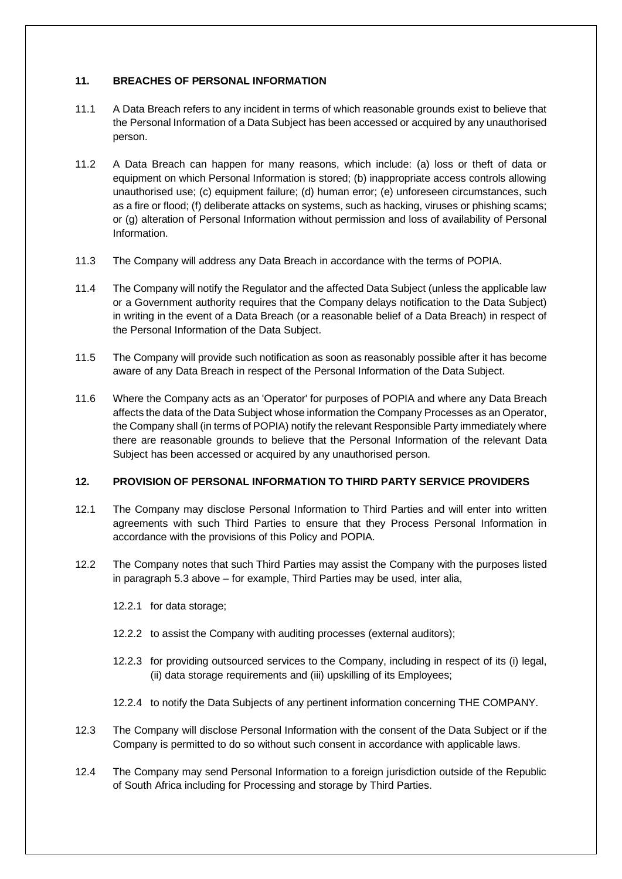## 11. BREACHES OF PERSONAL INFORMATION

11.1 A Data Breach refers to any incident in terms of which reasonable grounds exist to believe that the Personal Information of a Data Subject has been accessed or acquired by any unauthorised person.

11.2 A Data Breach can happen for many reasons, which include: (a) loss or theft of data or equipment on which Personal Information is stored; (b) inappropriate access controls allowing unauthorised use; (c) equipment failure; (d) human error; (e) unforeseen circumstances, such as a fire or flood; (f) deliberate attacks on systems, such as hacking, viruses or phishing scams; or (g) alteration of Personal Information without permission and loss of availability of Personal Information.

11.3 The Company will address any Data Breach in accordance with the terms of POPIA.

11.4 The Company will notify the Regulator and the affected Data Subject (unless the applicable law or a Government authority requires that the Company delays notification to the Data Subject) in writing in the event of a Data Breach (or a reasonable belief of a Data Breach) in respect of the Personal Information of the Data Subject.

11.5 The Company will provide such notification as soon as reasonably possible after it has become aware of any Data Breach in respect of the Personal Information of the Data Subject.

11.6 Where the Company acts as an 'Operator' for purposes of POPIA and where any Data Breach affects the data of the Data Subject whose information the Company Processes as an Operator, the Company shall (in terms of POPIA) notify the relevant Responsible Party immediately where there are reasonable grounds to believe that the Personal Information of the relevant Data Subject has been accessed or acquired by any unauthorised person.

## 12. PROVISION OF PERSONAL INFORMATION TO THIRD PARTY SERVICE PROVIDERS

12.1 The Company may disclose Personal Information to Third Parties and will enter into written agreements with such Third Parties to ensure that they Process Personal Information in accordance with the provisions of this Policy and POPIA.

12.2 The Company notes that such Third Parties may assist the Company with the purposes listed in paragraph 5.3 above – for example, Third Parties may be used, inter alia,

12.2.1 for data storage;

12.2.2 to assist the Company with auditing processes (external auditors);

12.2.3 for providing outsourced services to the Company, including in respect of its (i) legal, (ii) data storage requirements and (iii) upskilling of its Employees;

12.2.4 to notify the Data Subjects of any pertinent information concerning THE COMPANY.

12.3 The Company will disclose Personal Information with the consent of the Data Subject or if the Company is permitted to do so without such consent in accordance with applicable laws.

12.4 The Company may send Personal Information to a foreign jurisdiction outside of the Republic of South Africa including for Processing and storage by Third Parties.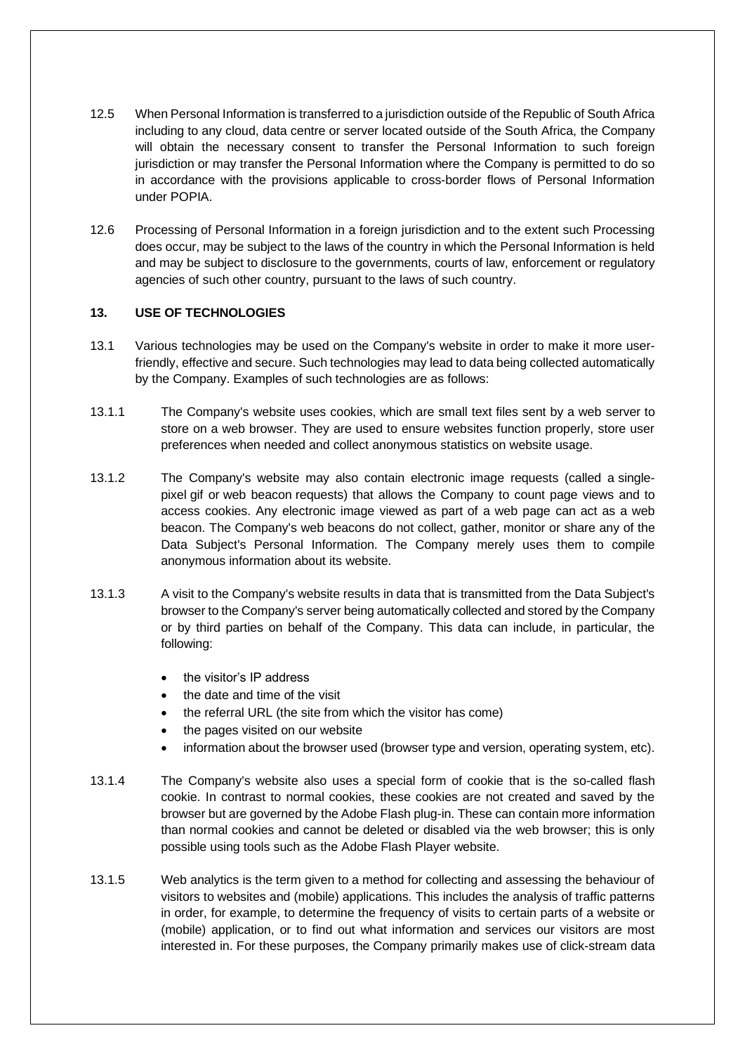12.5 When Personal Information is transferred to a jurisdiction outside of the Republic of South Africa including to any cloud, data centre or server located outside of the South Africa, the Company will obtain the necessary consent to transfer the Personal Information to such foreign jurisdiction or may transfer the Personal Information where the Company is permitted to do so in accordance with the provisions applicable to cross-border flows of Personal Information under POPIA.

12.6 Processing of Personal Information in a foreign jurisdiction and to the extent such Processing does occur, may be subject to the laws of the country in which the Personal Information is held and may be subject to disclosure to the governments, courts of law, enforcement or regulatory agencies of such other country, pursuant to the laws of such country.

**13. USE OF TECHNOLOGIES**

13.1 Various technologies may be used on the Company's website in order to make it more user-friendly, effective and secure. Such technologies may lead to data being collected automatically by the Company. Examples of such technologies are as follows:

13.1.1 The Company's website uses cookies, which are small text files sent by a web server to store on a web browser. They are used to ensure websites function properly, store user preferences when needed and collect anonymous statistics on website usage.

13.1.2 The Company's website may also contain electronic image requests (called a single-pixel gif or web beacon requests) that allows the Company to count page views and to access cookies. Any electronic image viewed as part of a web page can act as a web beacon. The Company's web beacons do not collect, gather, monitor or share any of the Data Subject's Personal Information. The Company merely uses them to compile anonymous information about its website.

13.1.3 A visit to the Company's website results in data that is transmitted from the Data Subject's browser to the Company's server being automatically collected and stored by the Company or by third parties on behalf of the Company. This data can include, in particular, the following:

- the visitor's IP address
- the date and time of the visit
- the referral URL (the site from which the visitor has come)
- the pages visited on our website
- information about the browser used (browser type and version, operating system, etc).

13.1.4 The Company's website also uses a special form of cookie that is the so-called flash cookie. In contrast to normal cookies, these cookies are not created and saved by the browser but are governed by the Adobe Flash plug-in. These can contain more information than normal cookies and cannot be deleted or disabled via the web browser; this is only possible using tools such as the Adobe Flash Player website.

13.1.5 Web analytics is the term given to a method for collecting and assessing the behaviour of visitors to websites and (mobile) applications. This includes the analysis of traffic patterns in order, for example, to determine the frequency of visits to certain parts of a website or (mobile) application, or to find out what information and services our visitors are most interested in. For these purposes, the Company primarily makes use of click-stream data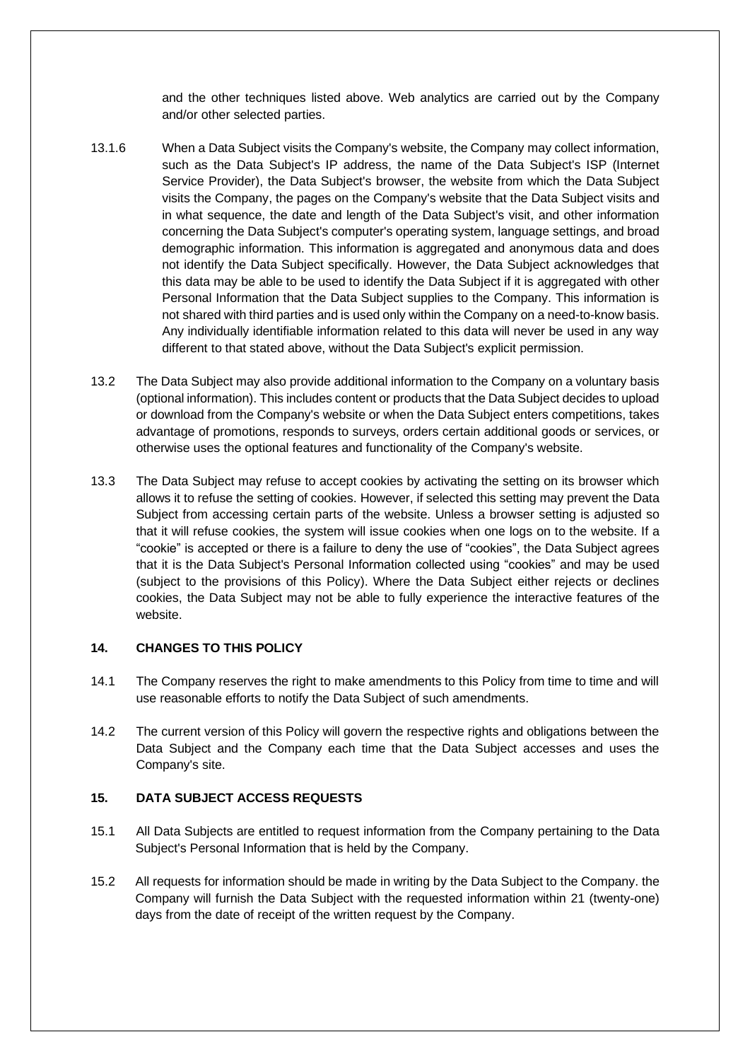and the other techniques listed above. Web analytics are carried out by the Company and/or other selected parties.

13.1.6 When a Data Subject visits the Company's website, the Company may collect information, such as the Data Subject's IP address, the name of the Data Subject's ISP (Internet Service Provider), the Data Subject's browser, the website from which the Data Subject visits the Company, the pages on the Company's website that the Data Subject visits and in what sequence, the date and length of the Data Subject's visit, and other information concerning the Data Subject's computer's operating system, language settings, and broad demographic information. This information is aggregated and anonymous data and does not identify the Data Subject specifically. However, the Data Subject acknowledges that this data may be able to be used to identify the Data Subject if it is aggregated with other Personal Information that the Data Subject supplies to the Company. This information is not shared with third parties and is used only within the Company on a need-to-know basis. Any individually identifiable information related to this data will never be used in any way different to that stated above, without the Data Subject's explicit permission.

13.2 The Data Subject may also provide additional information to the Company on a voluntary basis (optional information). This includes content or products that the Data Subject decides to upload or download from the Company's website or when the Data Subject enters competitions, takes advantage of promotions, responds to surveys, orders certain additional goods or services, or otherwise uses the optional features and functionality of the Company's website.

13.3 The Data Subject may refuse to accept cookies by activating the setting on its browser which allows it to refuse the setting of cookies. However, if selected this setting may prevent the Data Subject from accessing certain parts of the website. Unless a browser setting is adjusted so that it will refuse cookies, the system will issue cookies when one logs on to the website. If a "cookie" is accepted or there is a failure to deny the use of "cookies", the Data Subject agrees that it is the Data Subject's Personal Information collected using "cookies" and may be used (subject to the provisions of this Policy). Where the Data Subject either rejects or declines cookies, the Data Subject may not be able to fully experience the interactive features of the website.

## 14. CHANGES TO THIS POLICY

14.1 The Company reserves the right to make amendments to this Policy from time to time and will use reasonable efforts to notify the Data Subject of such amendments.

14.2 The current version of this Policy will govern the respective rights and obligations between the Data Subject and the Company each time that the Data Subject accesses and uses the Company's site.

## 15. DATA SUBJECT ACCESS REQUESTS

15.1 All Data Subjects are entitled to request information from the Company pertaining to the Data Subject's Personal Information that is held by the Company.

15.2 All requests for information should be made in writing by the Data Subject to the Company. the Company will furnish the Data Subject with the requested information within 21 (twenty-one) days from the date of receipt of the written request by the Company.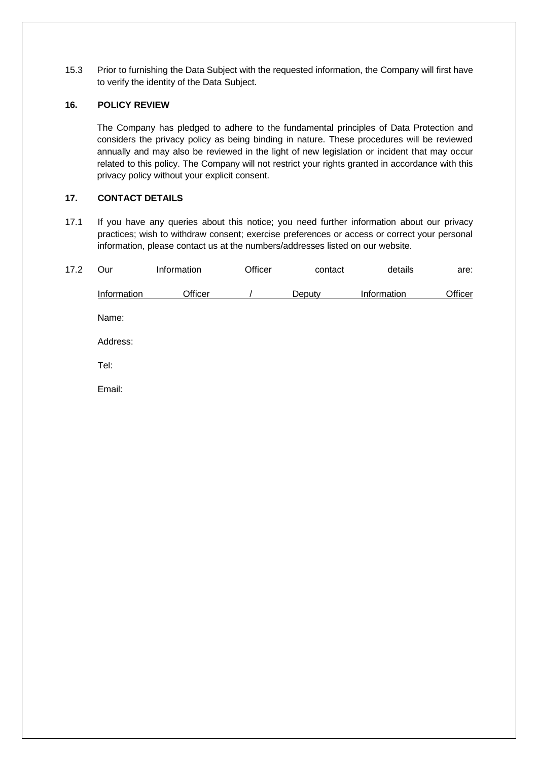15.3 Prior to furnishing the Data Subject with the requested information, the Company will first have to verify the identity of the Data Subject.

## 16. POLICY REVIEW

The Company has pledged to adhere to the fundamental principles of Data Protection and considers the privacy policy as being binding in nature. These procedures will be reviewed annually and may also be reviewed in the light of new legislation or incident that may occur related to this policy. The Company will not restrict your rights granted in accordance with this privacy policy without your explicit consent.

## 17. CONTACT DETAILS

17.1 If you have any queries about this notice; you need further information about our privacy practices; wish to withdraw consent; exercise preferences or access or correct your personal information, please contact us at the numbers/addresses listed on our website.

17.2 Our Information Officer contact details are:

<u>Information Officer / Deputy Information Officer</u>

Name:

Address:

Tel:

Email: